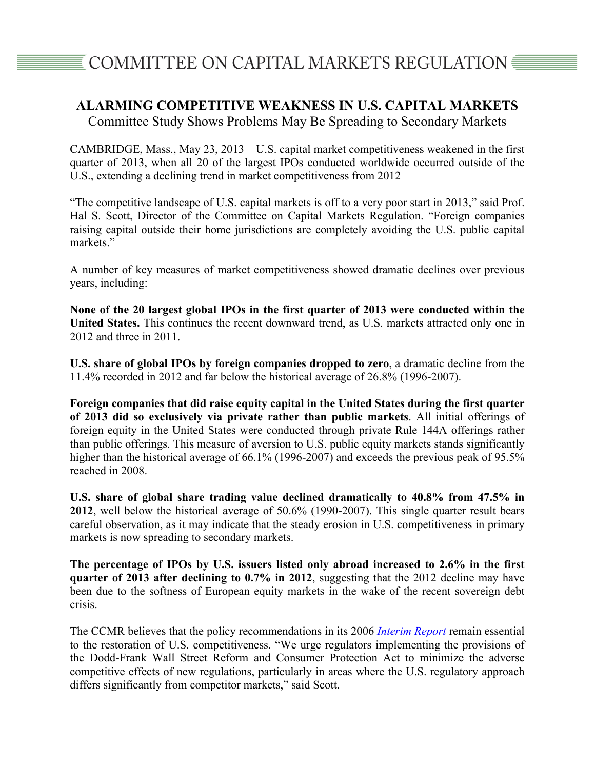# COMMITTEE ON CAPITAL MARKETS REGULATION

## ALARMING COMPETITIVE WEAKNESS IN U.S. CAPITAL MARKETS

### Committee Study Shows Problems May Be Spreading to Secondary Markets

CAMBRIDGE, Mass., May 23, 2013—U.S. capital market competitiveness weakened in the first quarter of 2013, when all 20 of the largest IPOs conducted worldwide occurred outside of the U.S., extending a declining trend in market competitiveness from 2012

"The competitive landscape of U.S. capital markets is off to a very poor start in 2013," said Prof. Hal S. Scott, Director of the Committee on Capital Markets Regulation. "Foreign companies raising capital outside their home jurisdictions are completely avoiding the U.S. public capital markets."

A number of key measures of market competitiveness showed dramatic declines over previous years, including:

**None of the 20 largest global IPOs in the first quarter of 2013 were conducted within the United States.** This continues the recent downward trend, as U.S. markets attracted only one in 2012 and three in 2011.

**U.S. share of global IPOs by foreign companies dropped to zero**, a dramatic decline from the 11.4% recorded in 2012 and far below the historical average of 26.8% (1996-2007).

**Foreign companies that did raise equity capital in the United States during the first quarter of 2013 did so exclusively via private rather than public markets**. All initial offerings of foreign equity in the United States were conducted through private Rule 144A offerings rather than public offerings. This measure of aversion to U.S. public equity markets stands significantly higher than the historical average of 66.1% (1996-2007) and exceeds the previous peak of 95.5% reached in 2008.

**U.S. share of global share trading value declined dramatically to 40.8% from 47.5% in 2012**, well below the historical average of 50.6% (1990-2007). This single quarter result bears careful observation, as it may indicate that the steady erosion in U.S. competitiveness in primary markets is now spreading to secondary markets.

**The percentage of IPOs by U.S. issuers listed only abroad increased to 2.6% in the first quarter of 2013 after declining to 0.7% in 2012**, suggesting that the 2012 decline may have been due to the softness of European equity markets in the wake of the recent sovereign debt crisis.

The CCMR believes that the policy recommendations in its 2006 *Interim Report* remain essential to the restoration of U.S. competitiveness. "We urge regulators implementing the provisions of the Dodd-Frank Wall Street Reform and Consumer Protection Act to minimize the adverse competitive effects of new regulations, particularly in areas where the U.S. regulatory approach differs significantly from competitor markets," said Scott.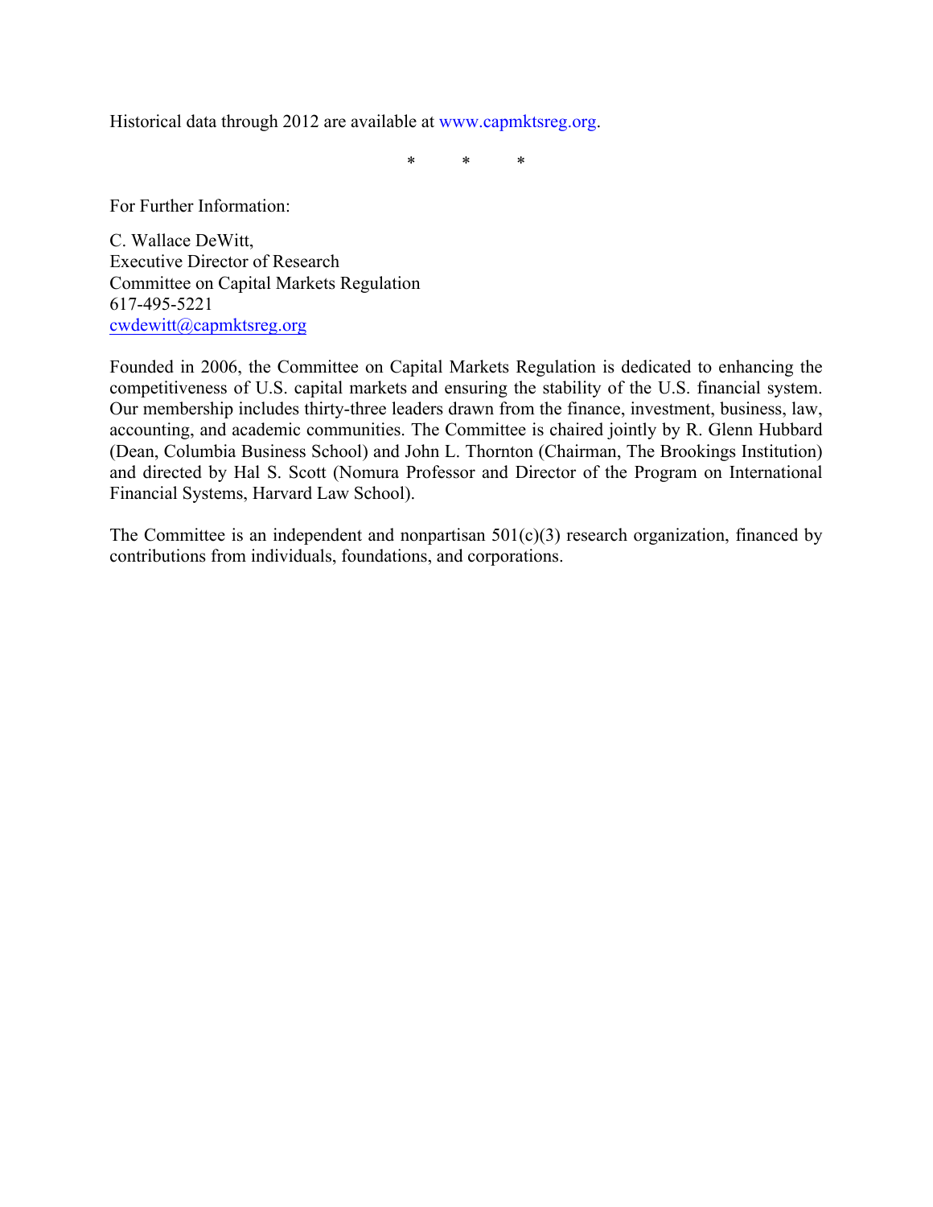Historical data through 2012 are available at www.capmktsreg.org.

\* \* \*

For Further Information:

C. Wallace DeWitt,  
Executive Director of Research  
Committee on Capital Markets Regulation  
617-495-5221  
cwdewitt@capmktsreg.org

Founded in 2006, the Committee on Capital Markets Regulation is dedicated to enhancing the competitiveness of U.S. capital markets and ensuring the stability of the U.S. financial system. Our membership includes thirty-three leaders drawn from the finance, investment, business, law, accounting, and academic communities. The Committee is chaired jointly by R. Glenn Hubbard (Dean, Columbia Business School) and John L. Thornton (Chairman, The Brookings Institution) and directed by Hal S. Scott (Nomura Professor and Director of the Program on International Financial Systems, Harvard Law School).

The Committee is an independent and nonpartisan 501(c)(3) research organization, financed by contributions from individuals, foundations, and corporations.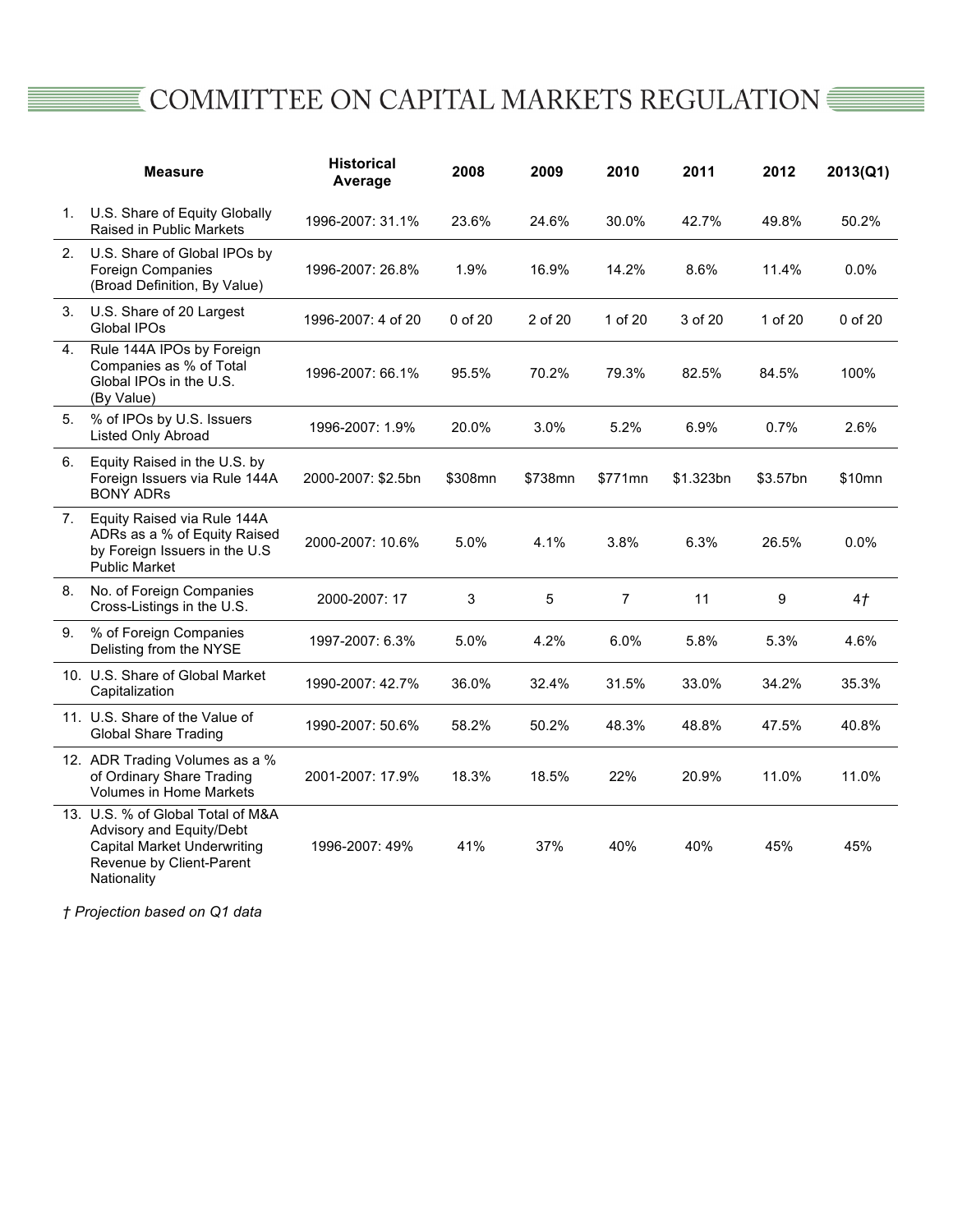# COMMITTEE ON CAPITAL MARKETS REGULATION

| | Measure | Historical Average | 2008 | 2009 | 2010 | 2011 | 2012 | 2013(Q1) |
|---|---|---|---|---|---|---|---|---|
| 1. | U.S. Share of Equity Globally Raised in Public Markets | 1996-2007: 31.1% | 23.6% | 24.6% | 30.0% | 42.7% | 49.8% | 50.2% |
| 2. | U.S. Share of Global IPOs by Foreign Companies (Broad Definition, By Value) | 1996-2007: 26.8% | 1.9% | 16.9% | 14.2% | 8.6% | 11.4% | 0.0% |
| 3. | U.S. Share of 20 Largest Global IPOs | 1996-2007: 4 of 20 | 0 of 20 | 2 of 20 | 1 of 20 | 3 of 20 | 1 of 20 | 0 of 20 |
| 4. | Rule 144A IPOs by Foreign Companies as % of Total Global IPOs in the U.S. (By Value) | 1996-2007: 66.1% | 95.5% | 70.2% | 79.3% | 82.5% | 84.5% | 100% |
| 5. | % of IPOs by U.S. Issuers Listed Only Abroad | 1996-2007: 1.9% | 20.0% | 3.0% | 5.2% | 6.9% | 0.7% | 2.6% |
| 6. | Equity Raised in the U.S. by Foreign Issuers via Rule 144A BONY ADRs | 2000-2007: $2.5bn | $308mn | $738mn | $771mn | $1.323bn | $3.57bn | $10mn |
| 7. | Equity Raised via Rule 144A ADRs as a % of Equity Raised by Foreign Issuers in the U.S Public Market | 2000-2007: 10.6% | 5.0% | 4.1% | 3.8% | 6.3% | 26.5% | 0.0% |
| 8. | No. of Foreign Companies Cross-Listings in the U.S. | 2000-2007: 17 | 3 | 5 | 7 | 11 | 9 | 4† |
| 9. | % of Foreign Companies Delisting from the NYSE | 1997-2007: 6.3% | 5.0% | 4.2% | 6.0% | 5.8% | 5.3% | 4.6% |
| 10. | U.S. Share of Global Market Capitalization | 1990-2007: 42.7% | 36.0% | 32.4% | 31.5% | 33.0% | 34.2% | 35.3% |
| 11. | U.S. Share of the Value of Global Share Trading | 1990-2007: 50.6% | 58.2% | 50.2% | 48.3% | 48.8% | 47.5% | 40.8% |
| 12. | ADR Trading Volumes as a % of Ordinary Share Trading Volumes in Home Markets | 2001-2007: 17.9% | 18.3% | 18.5% | 22% | 20.9% | 11.0% | 11.0% |
| 13. | U.S. % of Global Total of M&A Advisory and Equity/Debt Capital Market Underwriting Revenue by Client-Parent Nationality | 1996-2007: 49% | 41% | 37% | 40% | 40% | 45% | 45% |

*† Projection based on Q1 data*